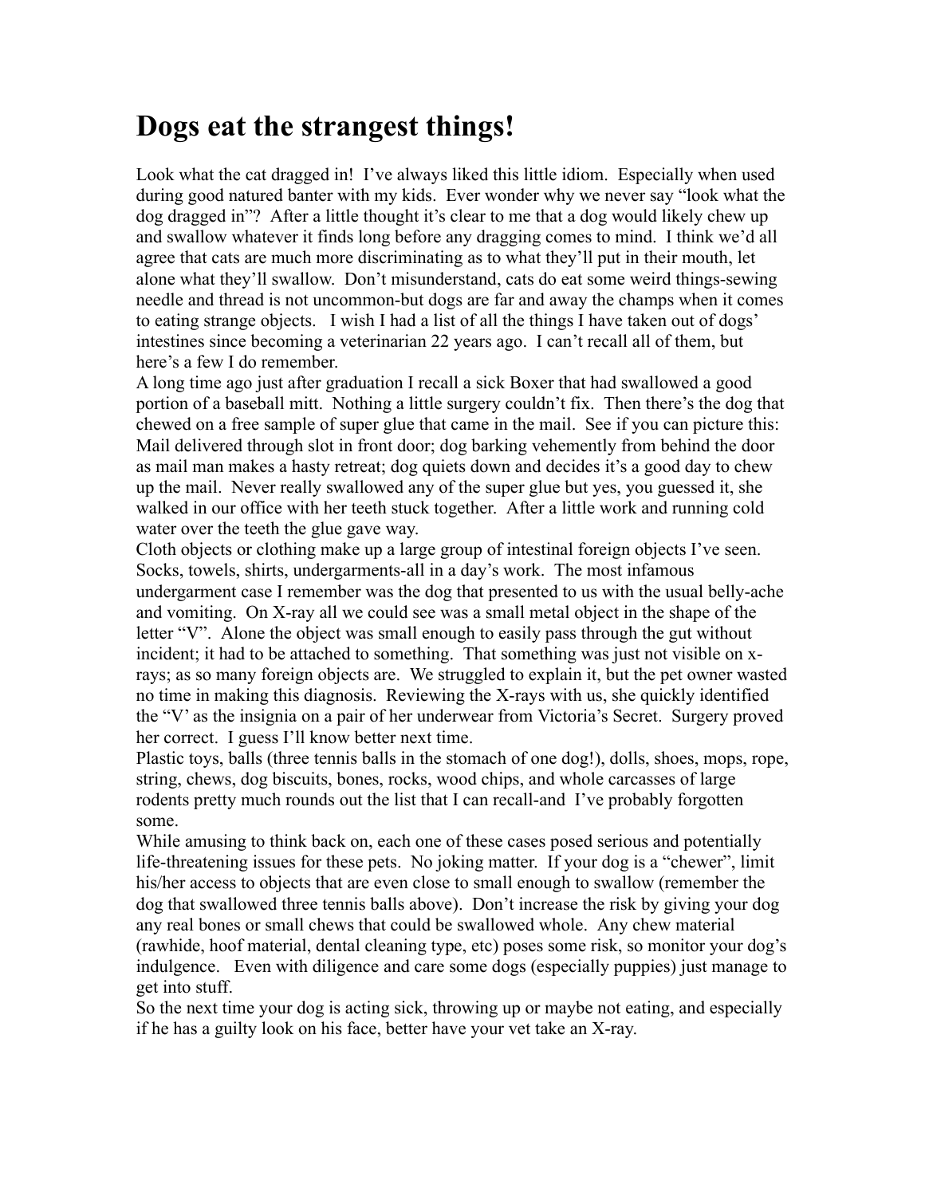# Dogs eat the strangest things!

Look what the cat dragged in! I've always liked this little idiom. Especially when used during good natured banter with my kids. Ever wonder why we never say "look what the dog dragged in"? After a little thought it's clear to me that a dog would likely chew up and swallow whatever it finds long before any dragging comes to mind. I think we'd all agree that cats are much more discriminating as to what they'll put in their mouth, let alone what they'll swallow. Don't misunderstand, cats do eat some weird things-sewing needle and thread is not uncommon-but dogs are far and away the champs when it comes to eating strange objects. I wish I had a list of all the things I have taken out of dogs' intestines since becoming a veterinarian 22 years ago. I can't recall all of them, but here's a few I do remember.

A long time ago just after graduation I recall a sick Boxer that had swallowed a good portion of a baseball mitt. Nothing a little surgery couldn't fix. Then there's the dog that chewed on a free sample of super glue that came in the mail. See if you can picture this: Mail delivered through slot in front door; dog barking vehemently from behind the door as mail man makes a hasty retreat; dog quiets down and decides it's a good day to chew up the mail. Never really swallowed any of the super glue but yes, you guessed it, she walked in our office with her teeth stuck together. After a little work and running cold water over the teeth the glue gave way.

Cloth objects or clothing make up a large group of intestinal foreign objects I've seen. Socks, towels, shirts, undergarments-all in a day's work. The most infamous undergarment case I remember was the dog that presented to us with the usual belly-ache and vomiting. On X-ray all we could see was a small metal object in the shape of the letter "V". Alone the object was small enough to easily pass through the gut without incident; it had to be attached to something. That something was just not visible on x-rays; as so many foreign objects are. We struggled to explain it, but the pet owner wasted no time in making this diagnosis. Reviewing the X-rays with us, she quickly identified the "V' as the insignia on a pair of her underwear from Victoria's Secret. Surgery proved her correct. I guess I'll know better next time.

Plastic toys, balls (three tennis balls in the stomach of one dog!), dolls, shoes, mops, rope, string, chews, dog biscuits, bones, rocks, wood chips, and whole carcasses of large rodents pretty much rounds out the list that I can recall-and I've probably forgotten some.

While amusing to think back on, each one of these cases posed serious and potentially life-threatening issues for these pets. No joking matter. If your dog is a "chewer", limit his/her access to objects that are even close to small enough to swallow (remember the dog that swallowed three tennis balls above). Don't increase the risk by giving your dog any real bones or small chews that could be swallowed whole. Any chew material (rawhide, hoof material, dental cleaning type, etc) poses some risk, so monitor your dog's indulgence. Even with diligence and care some dogs (especially puppies) just manage to get into stuff.

So the next time your dog is acting sick, throwing up or maybe not eating, and especially if he has a guilty look on his face, better have your vet take an X-ray.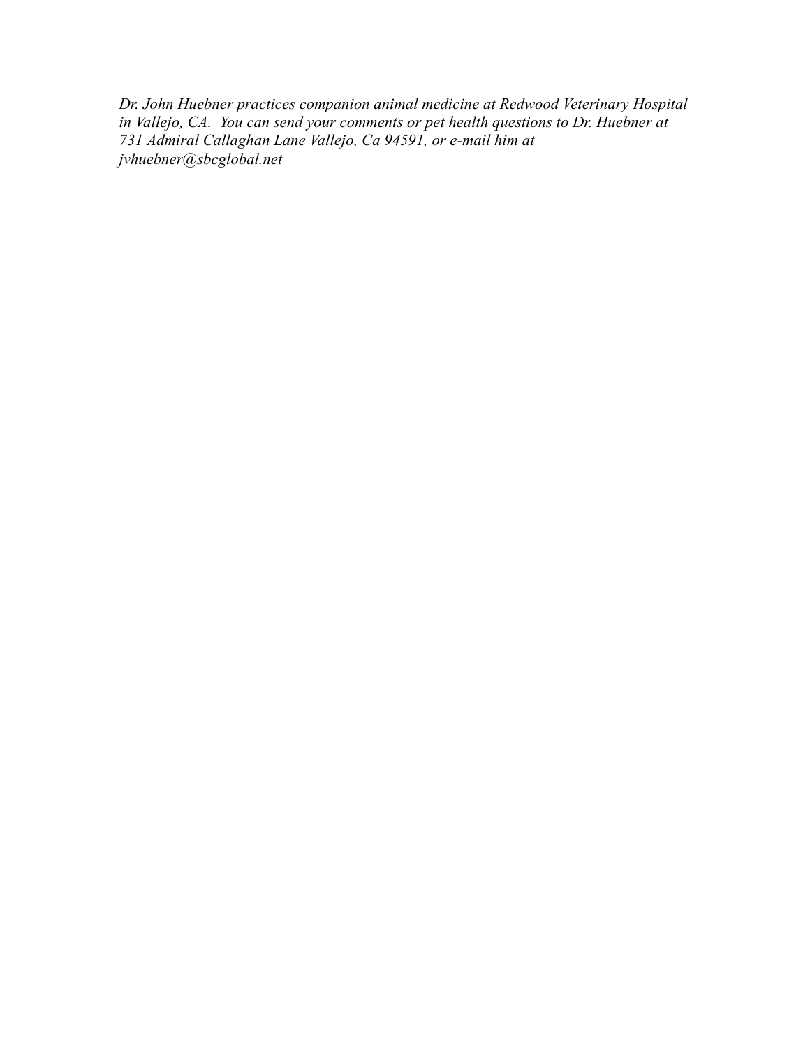*Dr. John Huebner practices companion animal medicine at Redwood Veterinary Hospital in Vallejo, CA. You can send your comments or pet health questions to Dr. Huebner at 731 Admiral Callaghan Lane Vallejo, Ca 94591, or e-mail him at jvhuebner@sbcglobal.net*